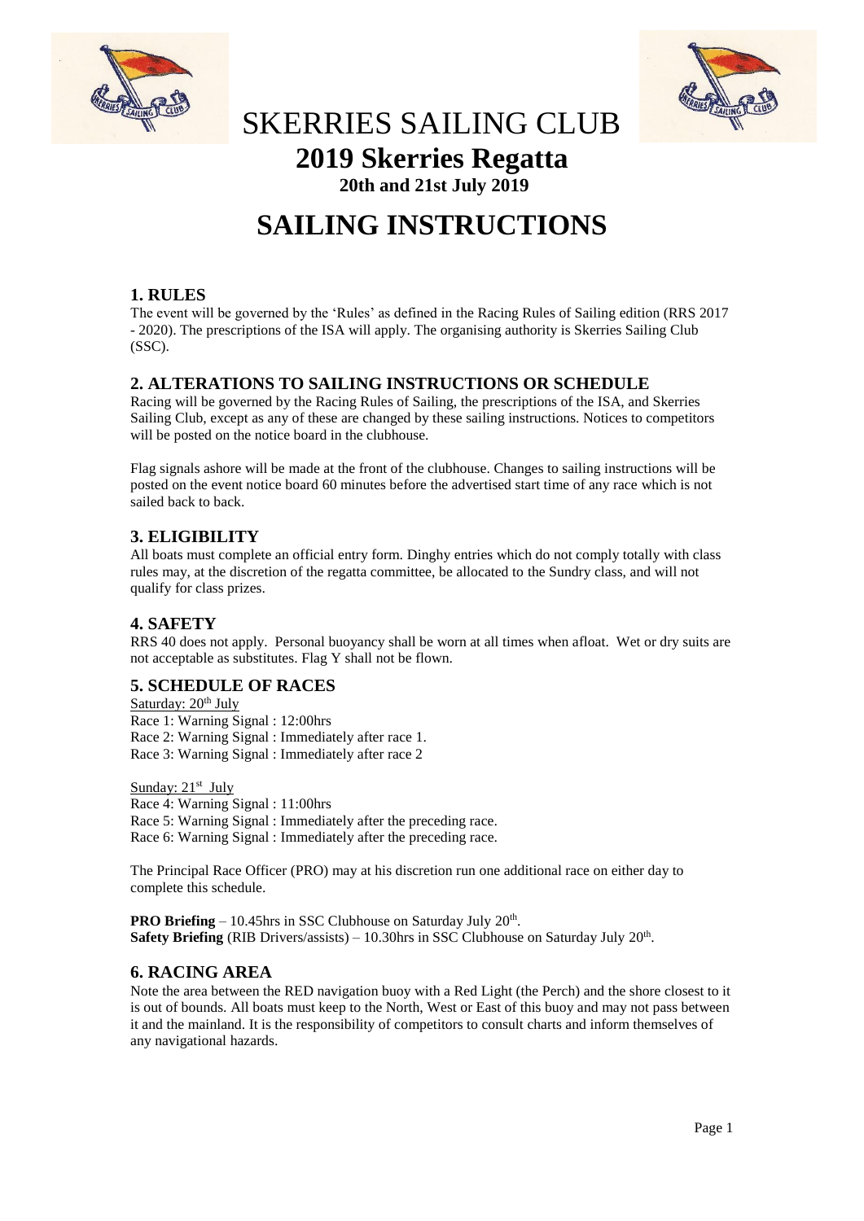# SKERRIES SAILING CLUB

## 2019 Skerries Regatta

**20th and 21st July 2019**

# SAILING INSTRUCTIONS

### 1. RULES

The event will be governed by the 'Rules' as defined in the Racing Rules of Sailing edition (RRS 2017 - 2020). The prescriptions of the ISA will apply. The organising authority is Skerries Sailing Club (SSC).

### 2. ALTERATIONS TO SAILING INSTRUCTIONS OR SCHEDULE

Racing will be governed by the Racing Rules of Sailing, the prescriptions of the ISA, and Skerries Sailing Club, except as any of these are changed by these sailing instructions. Notices to competitors will be posted on the notice board in the clubhouse.

Flag signals ashore will be made at the front of the clubhouse. Changes to sailing instructions will be posted on the event notice board 60 minutes before the advertised start time of any race which is not sailed back to back.

### 3. ELIGIBILITY

All boats must complete an official entry form. Dinghy entries which do not comply totally with class rules may, at the discretion of the regatta committee, be allocated to the Sundry class, and will not qualify for class prizes.

### 4. SAFETY

RRS 40 does not apply. Personal buoyancy shall be worn at all times when afloat. Wet or dry suits are not acceptable as substitutes. Flag Y shall not be flown.

### 5. SCHEDULE OF RACES

Saturday: 20th July

Race 1: Warning Signal : 12:00hrs
Race 2: Warning Signal : Immediately after race 1.
Race 3: Warning Signal : Immediately after race 2

Sunday: 21st July

Race 4: Warning Signal : 11:00hrs
Race 5: Warning Signal : Immediately after the preceding race.
Race 6: Warning Signal : Immediately after the preceding race.

The Principal Race Officer (PRO) may at his discretion run one additional race on either day to complete this schedule.

**PRO Briefing** – 10.45hrs in SSC Clubhouse on Saturday July 20th.
**Safety Briefing** (RIB Drivers/assists) – 10.30hrs in SSC Clubhouse on Saturday July 20th.

### 6. RACING AREA

Note the area between the RED navigation buoy with a Red Light (the Perch) and the shore closest to it is out of bounds. All boats must keep to the North, West or East of this buoy and may not pass between it and the mainland. It is the responsibility of competitors to consult charts and inform themselves of any navigational hazards.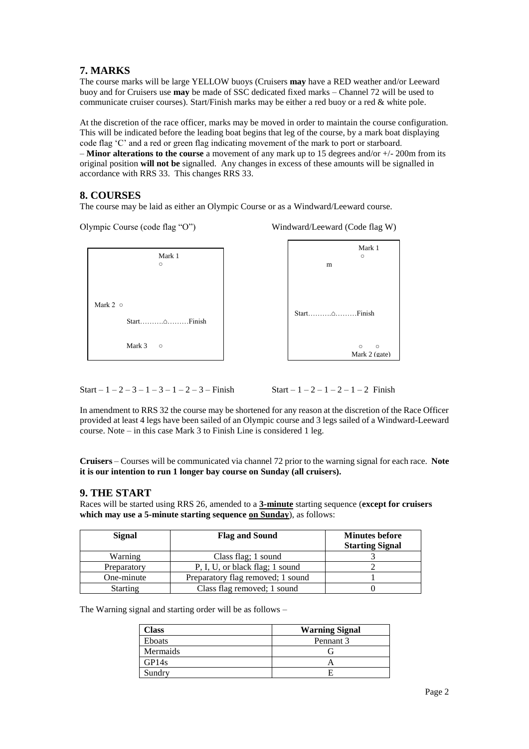## 7. MARKS

The course marks will be large YELLOW buoys (Cruisers **may** have a RED weather and/or Leeward buoy and for Cruisers use **may** be made of SSC dedicated fixed marks – Channel 72 will be used to communicate cruiser courses). Start/Finish marks may be either a red buoy or a red & white pole.

At the discretion of the race officer, marks may be moved in order to maintain the course configuration. This will be indicated before the leading boat begins that leg of the course, by a mark boat displaying code flag 'C' and a red or green flag indicating movement of the mark to port or starboard.

– **Minor alterations to the course** a movement of any mark up to 15 degrees and/or +/- 200m from its original position **will not be** signalled. Any changes in excess of these amounts will be signalled in accordance with RRS 33. This changes RRS 33.

## 8. COURSES

The course may be laid as either an Olympic Course or as a Windward/Leeward course.

Olympic Course (code flag "O")

```
            Mark 1
              ○

Mark 2  ○
        Start……….⌂………Finish

        Mark 3    ○
```

Start – 1 – 2 – 3 – 1 – 3 – 1 – 2 – 3 – Finish

Windward/Leeward (Code flag W)

```
                 Mark 1
                   ○
        m

Start……….⌂………Finish

                 ○     ○
                Mark 2 (gate)
```

Start – 1 – 2 – 1 – 2 – 1 – 2 Finish

In amendment to RRS 32 the course may be shortened for any reason at the discretion of the Race Officer provided at least 4 legs have been sailed of an Olympic course and 3 legs sailed of a Windward-Leeward course. Note – in this case Mark 3 to Finish Line is considered 1 leg.

**Cruisers** – Courses will be communicated via channel 72 prior to the warning signal for each race. **Note it is our intention to run 1 longer bay course on Sunday (all cruisers).**

## 9. THE START

Races will be started using RRS 26, amended to a **3-minute** starting sequence (**except for cruisers which may use a 5-minute starting sequence on Sunday**), as follows:

| Signal | Flag and Sound | Minutes before Starting Signal |
|---|---|---|
| Warning | Class flag; 1 sound | 3 |
| Preparatory | P, I, U, or black flag; 1 sound | 2 |
| One-minute | Preparatory flag removed; 1 sound | 1 |
| Starting | Class flag removed; 1 sound | 0 |

The Warning signal and starting order will be as follows –

| Class | Warning Signal |
|---|---|
| Eboats | Pennant 3 |
| Mermaids | G |
| GP14s | A |
| Sundry | E |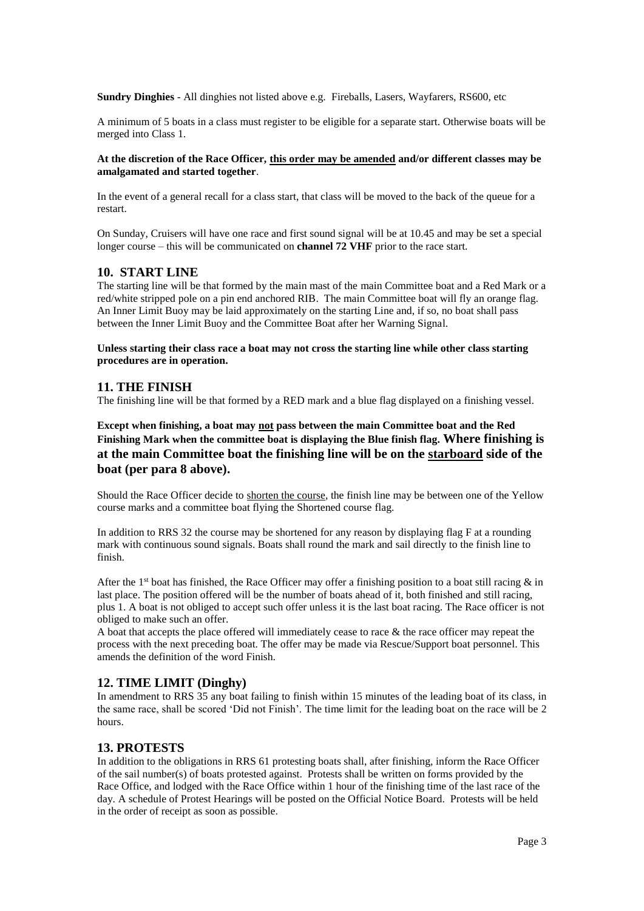**Sundry Dinghies** - All dinghies not listed above e.g. Fireballs, Lasers, Wayfarers, RS600, etc

A minimum of 5 boats in a class must register to be eligible for a separate start. Otherwise boats will be merged into Class 1.

**At the discretion of the Race Officer, <u>this order may be amended</u> and/or different classes may be amalgamated and started together**.

In the event of a general recall for a class start, that class will be moved to the back of the queue for a restart.

On Sunday, Cruisers will have one race and first sound signal will be at 10.45 and may be set a special longer course – this will be communicated on **channel 72 VHF** prior to the race start.

## 10. START LINE

The starting line will be that formed by the main mast of the main Committee boat and a Red Mark or a red/white stripped pole on a pin end anchored RIB. The main Committee boat will fly an orange flag. An Inner Limit Buoy may be laid approximately on the starting Line and, if so, no boat shall pass between the Inner Limit Buoy and the Committee Boat after her Warning Signal.

**Unless starting their class race a boat may not cross the starting line while other class starting procedures are in operation.**

## 11. THE FINISH

The finishing line will be that formed by a RED mark and a blue flag displayed on a finishing vessel.

**Except when finishing, a boat may <u>not</u> pass between the main Committee boat and the Red Finishing Mark when the committee boat is displaying the Blue finish flag. Where finishing is at the main Committee boat the finishing line will be on the <u>starboard</u> side of the boat (per para 8 above).**

Should the Race Officer decide to <u>shorten the course</u>, the finish line may be between one of the Yellow course marks and a committee boat flying the Shortened course flag.

In addition to RRS 32 the course may be shortened for any reason by displaying flag F at a rounding mark with continuous sound signals. Boats shall round the mark and sail directly to the finish line to finish.

After the 1st boat has finished, the Race Officer may offer a finishing position to a boat still racing & in last place. The position offered will be the number of boats ahead of it, both finished and still racing, plus 1. A boat is not obliged to accept such offer unless it is the last boat racing. The Race officer is not obliged to make such an offer.

A boat that accepts the place offered will immediately cease to race & the race officer may repeat the process with the next preceding boat. The offer may be made via Rescue/Support boat personnel. This amends the definition of the word Finish.

## 12. TIME LIMIT (Dinghy)

In amendment to RRS 35 any boat failing to finish within 15 minutes of the leading boat of its class, in the same race, shall be scored 'Did not Finish'. The time limit for the leading boat on the race will be 2 hours.

## 13. PROTESTS

In addition to the obligations in RRS 61 protesting boats shall, after finishing, inform the Race Officer of the sail number(s) of boats protested against. Protests shall be written on forms provided by the Race Office, and lodged with the Race Office within 1 hour of the finishing time of the last race of the day. A schedule of Protest Hearings will be posted on the Official Notice Board. Protests will be held in the order of receipt as soon as possible.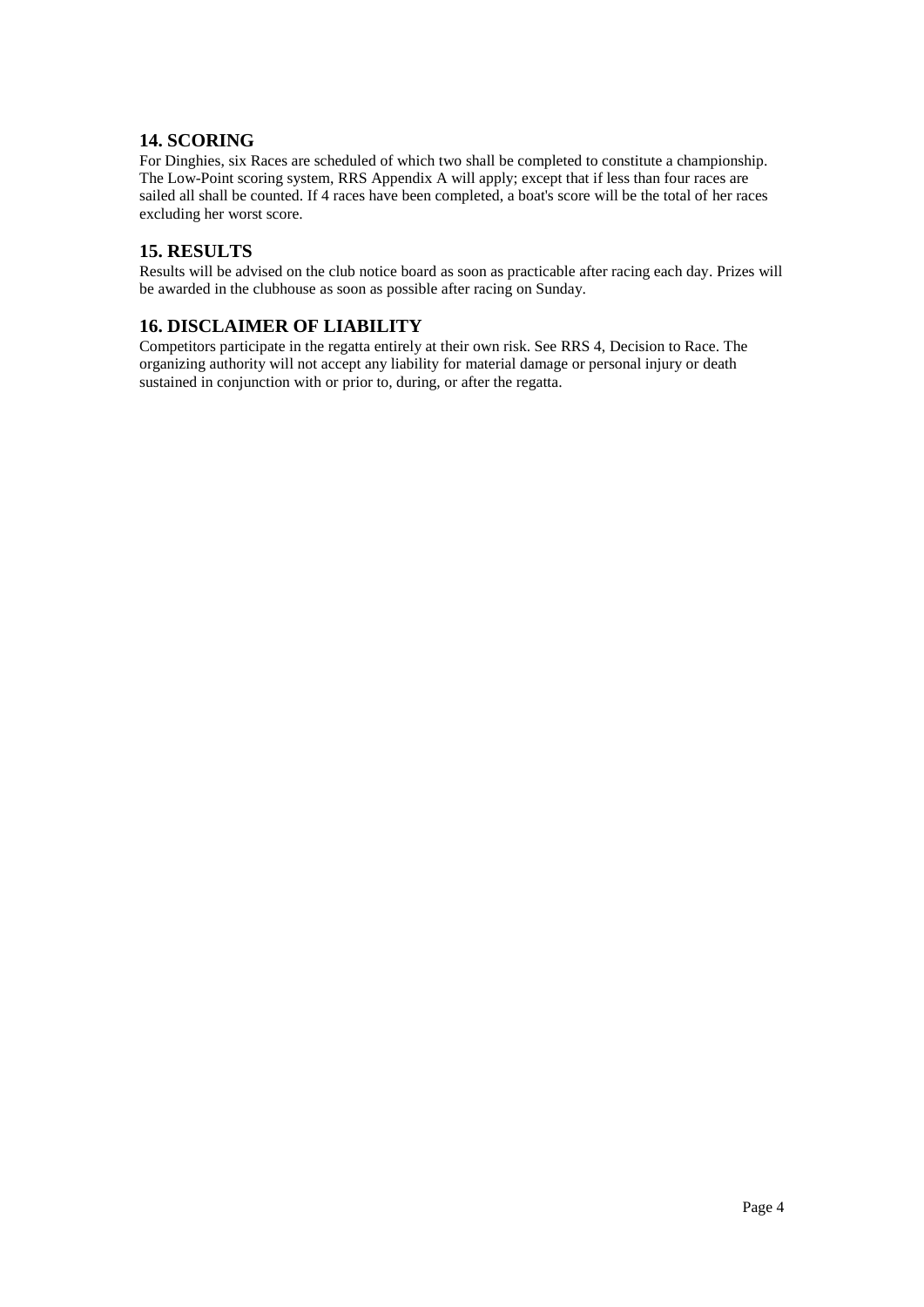## 14. SCORING

For Dinghies, six Races are scheduled of which two shall be completed to constitute a championship. The Low-Point scoring system, RRS Appendix A will apply; except that if less than four races are sailed all shall be counted. If 4 races have been completed, a boat's score will be the total of her races excluding her worst score.

## 15. RESULTS

Results will be advised on the club notice board as soon as practicable after racing each day. Prizes will be awarded in the clubhouse as soon as possible after racing on Sunday.

## 16. DISCLAIMER OF LIABILITY

Competitors participate in the regatta entirely at their own risk. See RRS 4, Decision to Race. The organizing authority will not accept any liability for material damage or personal injury or death sustained in conjunction with or prior to, during, or after the regatta.